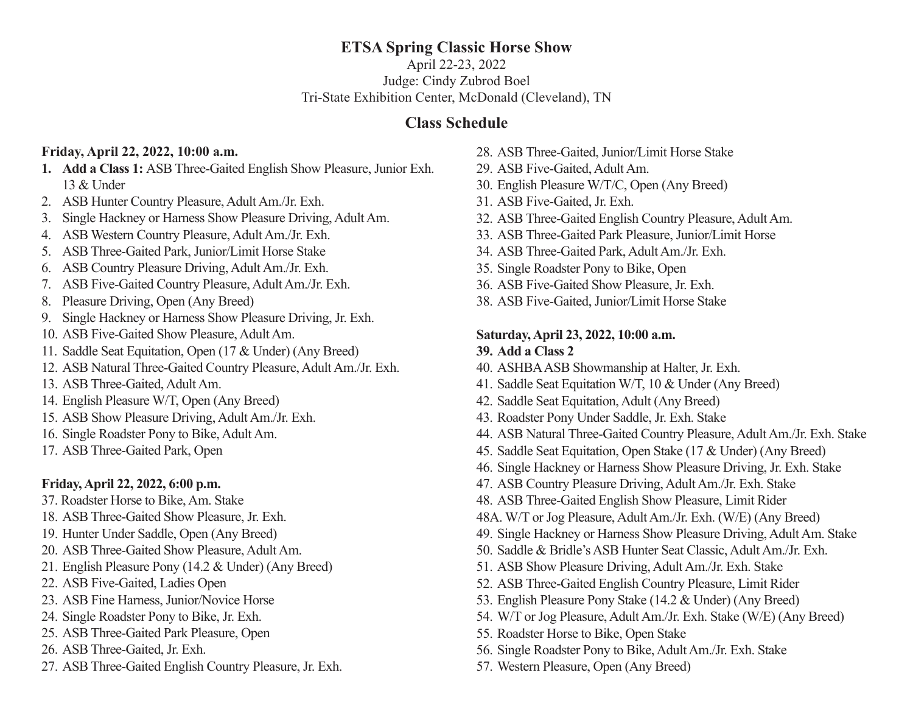# ETSA Spring Classic Horse Show

April 22-23, 2022
Judge: Cindy Zubrod Boel
Tri-State Exhibition Center, McDonald (Cleveland), TN

## Class Schedule

### Friday, April 22, 2022, 10:00 a.m.

1. **Add a Class 1:** ASB Three-Gaited English Show Pleasure, Junior Exh. 13 & Under
2. ASB Hunter Country Pleasure, Adult Am./Jr. Exh.
3. Single Hackney or Harness Show Pleasure Driving, Adult Am.
4. ASB Western Country Pleasure, Adult Am./Jr. Exh.
5. ASB Three-Gaited Park, Junior/Limit Horse Stake
6. ASB Country Pleasure Driving, Adult Am./Jr. Exh.
7. ASB Five-Gaited Country Pleasure, Adult Am./Jr. Exh.
8. Pleasure Driving, Open (Any Breed)
9. Single Hackney or Harness Show Pleasure Driving, Jr. Exh.
10. ASB Five-Gaited Show Pleasure, Adult Am.
11. Saddle Seat Equitation, Open (17 & Under) (Any Breed)
12. ASB Natural Three-Gaited Country Pleasure, Adult Am./Jr. Exh.
13. ASB Three-Gaited, Adult Am.
14. English Pleasure W/T, Open (Any Breed)
15. ASB Show Pleasure Driving, Adult Am./Jr. Exh.
16. Single Roadster Pony to Bike, Adult Am.
17. ASB Three-Gaited Park, Open

### Friday, April 22, 2022, 6:00 p.m.

37. Roadster Horse to Bike, Am. Stake
18. ASB Three-Gaited Show Pleasure, Jr. Exh.
19. Hunter Under Saddle, Open (Any Breed)
20. ASB Three-Gaited Show Pleasure, Adult Am.
21. English Pleasure Pony (14.2 & Under) (Any Breed)
22. ASB Five-Gaited, Ladies Open
23. ASB Fine Harness, Junior/Novice Horse
24. Single Roadster Pony to Bike, Jr. Exh.
25. ASB Three-Gaited Park Pleasure, Open
26. ASB Three-Gaited, Jr. Exh.
27. ASB Three-Gaited English Country Pleasure, Jr. Exh.
28. ASB Three-Gaited, Junior/Limit Horse Stake
29. ASB Five-Gaited, Adult Am.
30. English Pleasure W/T/C, Open (Any Breed)
31. ASB Five-Gaited, Jr. Exh.
32. ASB Three-Gaited English Country Pleasure, Adult Am.
33. ASB Three-Gaited Park Pleasure, Junior/Limit Horse
34. ASB Three-Gaited Park, Adult Am./Jr. Exh.
35. Single Roadster Pony to Bike, Open
36. ASB Five-Gaited Show Pleasure, Jr. Exh.
38. ASB Five-Gaited, Junior/Limit Horse Stake

### Saturday, April 23, 2022, 10:00 a.m.

39. **Add a Class 2**
40. ASHBA ASB Showmanship at Halter, Jr. Exh.
41. Saddle Seat Equitation W/T, 10 & Under (Any Breed)
42. Saddle Seat Equitation, Adult (Any Breed)
43. Roadster Pony Under Saddle, Jr. Exh. Stake
44. ASB Natural Three-Gaited Country Pleasure, Adult Am./Jr. Exh. Stake
45. Saddle Seat Equitation, Open Stake (17 & Under) (Any Breed)
46. Single Hackney or Harness Show Pleasure Driving, Jr. Exh. Stake
47. ASB Country Pleasure Driving, Adult Am./Jr. Exh. Stake
48. ASB Three-Gaited English Show Pleasure, Limit Rider

48A. W/T or Jog Pleasure, Adult Am./Jr. Exh. (W/E) (Any Breed)

49. Single Hackney or Harness Show Pleasure Driving, Adult Am. Stake
50. Saddle & Bridle's ASB Hunter Seat Classic, Adult Am./Jr. Exh.
51. ASB Show Pleasure Driving, Adult Am./Jr. Exh. Stake
52. ASB Three-Gaited English Country Pleasure, Limit Rider
53. English Pleasure Pony Stake (14.2 & Under) (Any Breed)
54. W/T or Jog Pleasure, Adult Am./Jr. Exh. Stake (W/E) (Any Breed)
55. Roadster Horse to Bike, Open Stake
56. Single Roadster Pony to Bike, Adult Am./Jr. Exh. Stake
57. Western Pleasure, Open (Any Breed)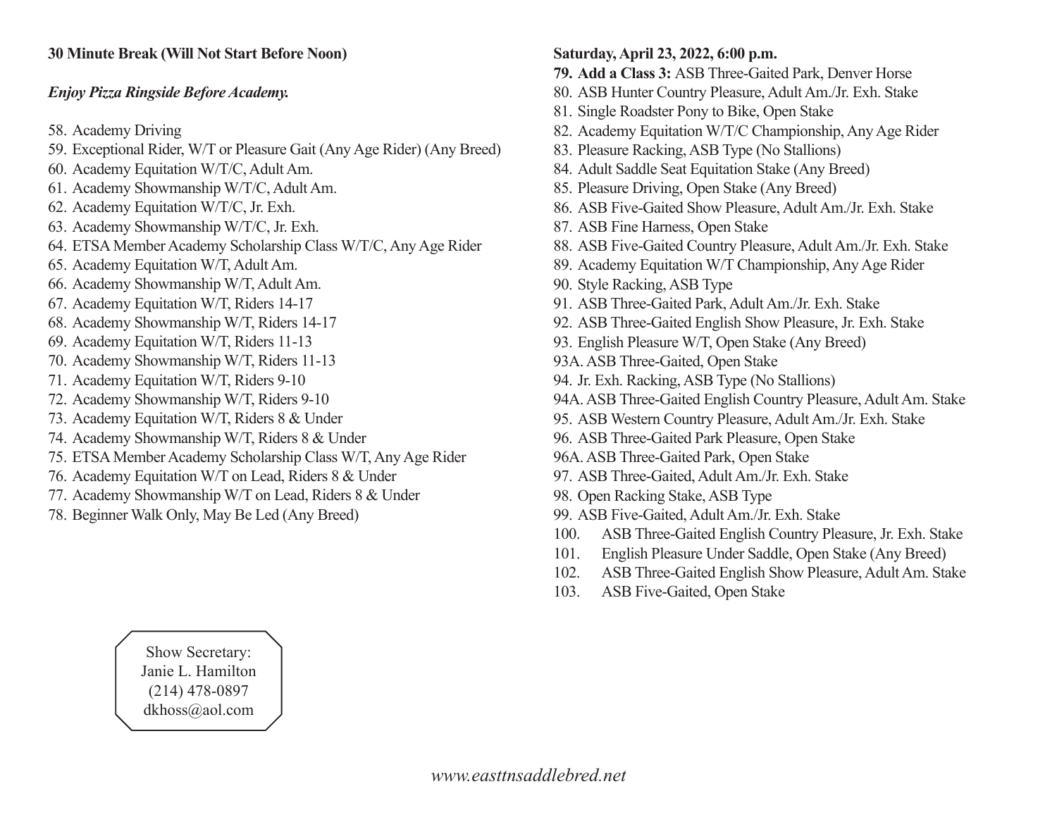**30 Minute Break (Will Not Start Before Noon)**

***Enjoy Pizza Ringside Before Academy.***

58. Academy Driving
59. Exceptional Rider, W/T or Pleasure Gait (Any Age Rider) (Any Breed)
60. Academy Equitation W/T/C, Adult Am.
61. Academy Showmanship W/T/C, Adult Am.
62. Academy Equitation W/T/C, Jr. Exh.
63. Academy Showmanship W/T/C, Jr. Exh.
64. ETSA Member Academy Scholarship Class W/T/C, Any Age Rider
65. Academy Equitation W/T, Adult Am.
66. Academy Showmanship W/T, Adult Am.
67. Academy Equitation W/T, Riders 14-17
68. Academy Showmanship W/T, Riders 14-17
69. Academy Equitation W/T, Riders 11-13
70. Academy Showmanship W/T, Riders 11-13
71. Academy Equitation W/T, Riders 9-10
72. Academy Showmanship W/T, Riders 9-10
73. Academy Equitation W/T, Riders 8 & Under
74. Academy Showmanship W/T, Riders 8 & Under
75. ETSA Member Academy Scholarship Class W/T, Any Age Rider
76. Academy Equitation W/T on Lead, Riders 8 & Under
77. Academy Showmanship W/T on Lead, Riders 8 & Under
78. Beginner Walk Only, May Be Led (Any Breed)

Show Secretary:
Janie L. Hamilton
(214) 478-0897
dkhoss@aol.com

**Saturday, April 23, 2022, 6:00 p.m.**

**79. Add a Class 3:** ASB Three-Gaited Park, Denver Horse
80. ASB Hunter Country Pleasure, Adult Am./Jr. Exh. Stake
81. Single Roadster Pony to Bike, Open Stake
82. Academy Equitation W/T/C Championship, Any Age Rider
83. Pleasure Racking, ASB Type (No Stallions)
84. Adult Saddle Seat Equitation Stake (Any Breed)
85. Pleasure Driving, Open Stake (Any Breed)
86. ASB Five-Gaited Show Pleasure, Adult Am./Jr. Exh. Stake
87. ASB Fine Harness, Open Stake
88. ASB Five-Gaited Country Pleasure, Adult Am./Jr. Exh. Stake
89. Academy Equitation W/T Championship, Any Age Rider
90. Style Racking, ASB Type
91. ASB Three-Gaited Park, Adult Am./Jr. Exh. Stake
92. ASB Three-Gaited English Show Pleasure, Jr. Exh. Stake
93. English Pleasure W/T, Open Stake (Any Breed)

93A. ASB Three-Gaited, Open Stake

94. Jr. Exh. Racking, ASB Type (No Stallions)

94A. ASB Three-Gaited English Country Pleasure, Adult Am. Stake

95. ASB Western Country Pleasure, Adult Am./Jr. Exh. Stake
96. ASB Three-Gaited Park Pleasure, Open Stake

96A. ASB Three-Gaited Park, Open Stake

97. ASB Three-Gaited, Adult Am./Jr. Exh. Stake
98. Open Racking Stake, ASB Type
99. ASB Five-Gaited, Adult Am./Jr. Exh. Stake
100. ASB Three-Gaited English Country Pleasure, Jr. Exh. Stake
101. English Pleasure Under Saddle, Open Stake (Any Breed)
102. ASB Three-Gaited English Show Pleasure, Adult Am. Stake
103. ASB Five-Gaited, Open Stake

*www.easttnsaddlebred.net*